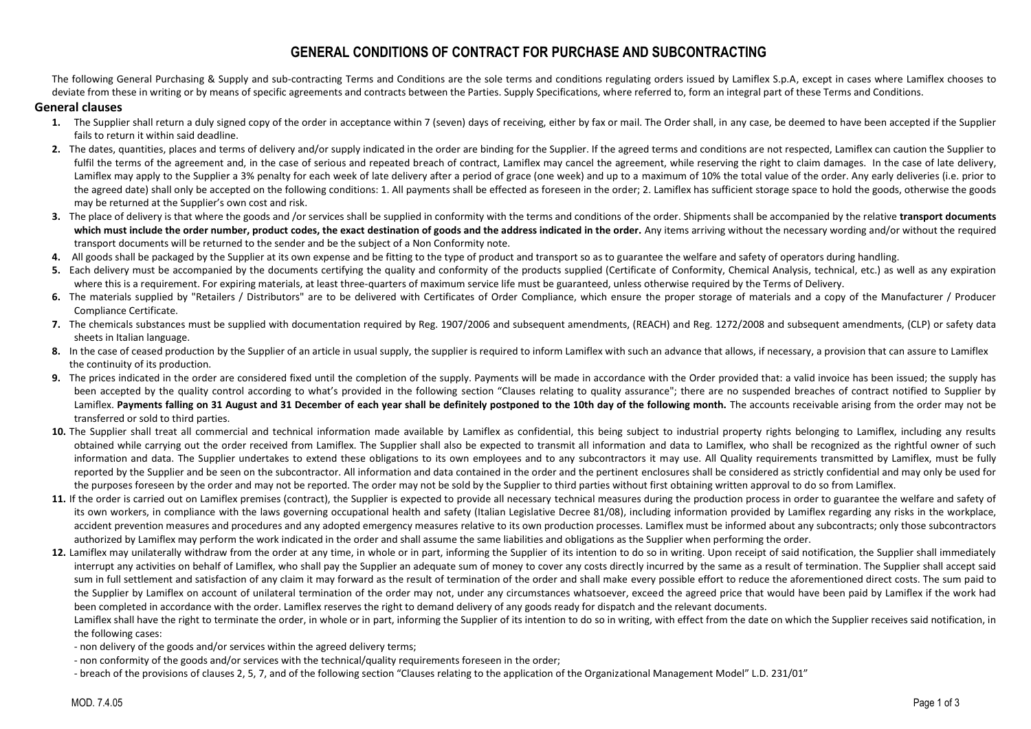# GENERAL CONDITIONS OF CONTRACT FOR PURCHASE AND SUBCONTRACTING

The following General Purchasing & Supply and sub-contracting Terms and Conditions are the sole terms and conditions regulating orders issued by Lamiflex S.p.A, except in cases where Lamiflex chooses to deviate from these in writing or by means of specific agreements and contracts between the Parties. Supply Specifications, where referred to, form an integral part of these Terms and Conditions.

## General clauses

1. The Supplier shall return a duly signed copy of the order in acceptance within 7 (seven) days of receiving, either by fax or mail. The Order shall, in any case, be deemed to have been accepted if the Supplier fails to return it within said deadline.
2. The dates, quantities, places and terms of delivery and/or supply indicated in the order are binding for the Supplier. If the agreed terms and conditions are not respected, Lamiflex can caution the Supplier to fulfil the terms of the agreement and, in the case of serious and repeated breach of contract, Lamiflex may cancel the agreement, while reserving the right to claim damages. In the case of late delivery, Lamiflex may apply to the Supplier a 3% penalty for each week of late delivery after a period of grace (one week) and up to a maximum of 10% the total value of the order. Any early deliveries (i.e. prior to the agreed date) shall only be accepted on the following conditions: 1. All payments shall be effected as foreseen in the order; 2. Lamiflex has sufficient storage space to hold the goods, otherwise the goods may be returned at the Supplier's own cost and risk.
3. The goods and /or services shall be supplied in conformity with the terms and conditions of the order. Shipments shall be accompanied by the relative **transport documents which must include the order number, product codes, the exact destination of goods and the address indicated in the order.** Any items arriving without the necessary wording and/or without the required transport documents will be returned to the sender and be the subject of a Non Conformity note.
4. All goods shall be packaged by the Supplier at its own expense and be fitting to the type of product and transport so as to guarantee the welfare and safety of operators during handling.
5. Each delivery must be accompanied by the documents certifying the quality and conformity of the products supplied (Certificate of Conformity, Chemical Analysis, technical, etc.) as well as any expiration where this is a requirement. For expiring materials, at least three-quarters of maximum service life must be guaranteed, unless otherwise required by the Terms of Delivery.
6. The materials supplied by "Retailers / Distributors" are to be delivered with Certificates of Order Compliance, which ensure the proper storage of materials and a copy of the Manufacturer / Producer Compliance Certificate.
7. The chemicals substances must be supplied with documentation required by Reg. 1907/2006 and subsequent amendments, (REACH) and Reg. 1272/2008 and subsequent amendments, (CLP) or safety data sheets in Italian language.
8. In the case of ceased production by the Supplier of an article in usual supply, the supplier is required to inform Lamiflex with such an advance that allows, if necessary, a provision that can assure to Lamiflex the continuity of its production.
9. The prices indicated in the order are considered fixed until the completion of the supply. Payments will be made in accordance with the Order provided that: a valid invoice has been issued; the supply has been accepted by the quality control according to what's provided in the following section "Clauses relating to quality assurance"; there are no suspended breaches of contract notified to Supplier by Lamiflex. **Payments falling on 31 August and 31 December of each year shall be definitely postponed to the 10th day of the following month.** The accounts receivable arising from the order may not be transferred or sold to third parties.
10. The Supplier shall treat all commercial and technical information made available by Lamiflex as confidential, this being subject to industrial property rights belonging to Lamiflex, including any results obtained while carrying out the order received from Lamiflex. The Supplier shall also be expected to transmit all information and data to Lamiflex, who shall be recognized as the rightful owner of such information and data. The Supplier undertakes to extend these obligations to its own employees and to any subcontractors it may use. All Quality requirements transmitted by Lamiflex, must be fully reported by the Supplier and be seen on the subcontractor. All information and data contained in the order and the pertinent enclosures shall be considered as strictly confidential and may only be used for the purposes foreseen by the order and may not be reported. The order may not be sold by the Supplier to third parties without first obtaining written approval to do so from Lamiflex.
11. If the order is carried out on Lamiflex premises (contract), the Supplier is expected to provide all necessary technical measures during the production process in order to guarantee the welfare and safety of its own workers, in compliance with the laws governing occupational health and safety (Italian Legislative Decree 81/08), including information provided by Lamiflex regarding any risks in the workplace, accident prevention measures and procedures and any adopted emergency measures relative to its own production processes. Lamiflex must be informed about any subcontracts; only those subcontractors authorized by Lamiflex may perform the work indicated in the order and shall assume the same liabilities and obligations as the Supplier when performing the order.
12. Lamiflex may unilaterally withdraw from the order at any time, in whole or in part, informing the Supplier of its intention to do so in writing. Upon receipt of said notification, the Supplier shall immediately interrupt any activities on behalf of Lamiflex, who shall pay the Supplier an adequate sum of money to cover any costs directly incurred by the same as a result of termination. The Supplier shall accept said sum in full settlement and satisfaction of any claim it may forward as the result of termination of the order and shall make every possible effort to reduce the aforementioned direct costs. The sum paid to the Supplier by Lamiflex on account of unilateral termination of the order may not, under any circumstances whatsoever, exceed the agreed price that would have been paid by Lamiflex if the work had been completed in accordance with the order. Lamiflex reserves the right to demand delivery of any goods ready for dispatch and the relevant documents.

    Lamiflex shall have the right to terminate the order, in whole or in part, informing the Supplier of its intention to do so in writing, with effect from the date on which the Supplier receives said notification, in the following cases:

    - non delivery of the goods and/or services within the agreed delivery terms;
    - non conformity of the goods and/or services with the technical/quality requirements foreseen in the order;
    - breach of the provisions of clauses 2, 5, 7, and of the following section "Clauses relating to the application of the Organizational Management Model" L.D. 231/01"

MOD. 7.4.05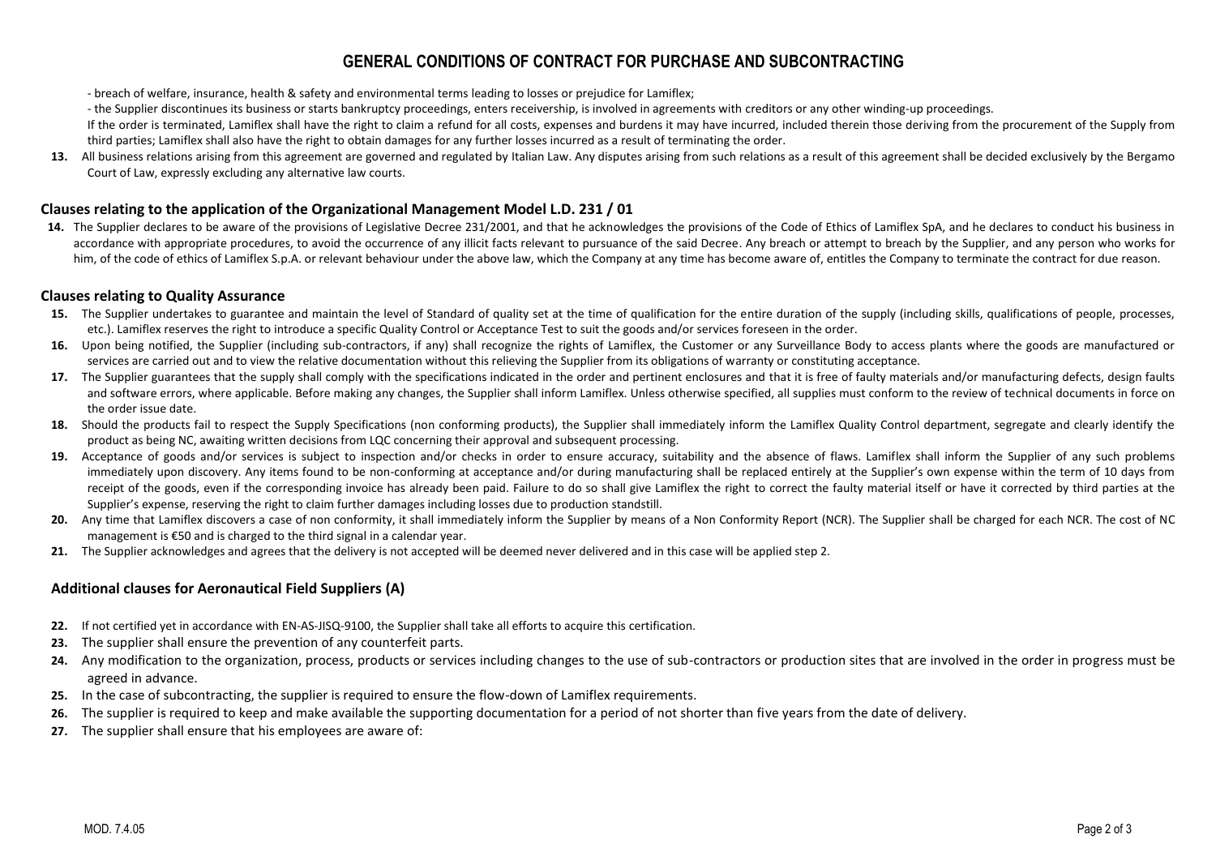# GENERAL CONDITIONS OF CONTRACT FOR PURCHASE AND SUBCONTRACTING

- breach of welfare, insurance, health & safety and environmental terms leading to losses or prejudice for Lamiflex;
- the Supplier discontinues its business or starts bankruptcy proceedings, enters receivership, is involved in agreements with creditors or any other winding-up proceedings.

If the order is terminated, Lamiflex shall have the right to claim a refund for all costs, expenses and burdens it may have incurred, included therein those deriving from the procurement of the Supply from third parties; Lamiflex shall also have the right to obtain damages for any further losses incurred as a result of terminating the order.

13. All business relations arising from this agreement are governed and regulated by Italian Law. Any disputes arising from such relations as a result of this agreement shall be decided exclusively by the Bergamo Court of Law, expressly excluding any alternative law courts.

## Clauses relating to the application of the Organizational Management Model L.D. 231 / 01

14. The Supplier declares to be aware of the provisions of Legislative Decree 231/2001, and that he acknowledges the provisions of the Code of Ethics of Lamiflex SpA, and he declares to conduct his business in accordance with appropriate procedures, to avoid the occurrence of any illicit facts relevant to pursuance of the said Decree. Any breach or attempt to breach by the Supplier, and any person who works for him, of the code of ethics of Lamiflex S.p.A. or relevant behaviour under the above law, which the Company at any time has become aware of, entitles the Company to terminate the contract for due reason.

## Clauses relating to Quality Assurance

15. The Supplier undertakes to guarantee and maintain the level of Standard of quality set at the time of qualification for the entire duration of the supply (including skills, qualifications of people, processes, etc.). Lamiflex reserves the right to introduce a specific Quality Control or Acceptance Test to suit the goods and/or services foreseen in the order.
16. Upon being notified, the Supplier (including sub-contractors, if any) shall recognize the rights of Lamiflex, the Customer or any Surveillance Body to access plants where the goods are manufactured or services are carried out and to view the relative documentation without this relieving the Supplier from its obligations of warranty or constituting acceptance.
17. The Supplier guarantees that the supply shall comply with the specifications indicated in the order and pertinent enclosures and that it is free of faulty materials and/or manufacturing defects, design faults and software errors, where applicable. Before making any changes, the Supplier shall inform Lamiflex. Unless otherwise specified, all supplies must conform to the review of technical documents in force on the order issue date.
18. Should the products fail to respect the Supply Specifications (non conforming products), the Supplier shall immediately inform the Lamiflex Quality Control department, segregate and clearly identify the product as being NC, awaiting written decisions from LQC concerning their approval and subsequent processing.
19. Acceptance of goods and/or services is subject to inspection and/or checks in order to ensure accuracy, suitability and the absence of flaws. Lamiflex shall inform the Supplier of any such problems immediately upon discovery. Any items found to be non-conforming at acceptance and/or during manufacturing shall be replaced entirely at the Supplier's own expense within the term of 10 days from receipt of the goods, even if the corresponding invoice has already been paid. Failure to do so shall give Lamiflex the right to correct the faulty material itself or have it corrected by third parties at the Supplier's expense, reserving the right to claim further damages including losses due to production standstill.
20. Any time that Lamiflex discovers a case of non conformity, it shall immediately inform the Supplier by means of a Non Conformity Report (NCR). The Supplier shall be charged for each NCR. The cost of NC management is €50 and is charged to the third signal in a calendar year.
21. The Supplier acknowledges and agrees that the delivery is not accepted will be deemed never delivered and in this case will be applied step 2.

## Additional clauses for Aeronautical Field Suppliers (A)

22. If not certified yet in accordance with EN-AS-JISQ-9100, the Supplier shall take all efforts to acquire this certification.
23. The supplier shall ensure the prevention of any counterfeit parts.
24. Any modification to the organization, process, products or services including changes to the use of sub-contractors or production sites that are involved in the order in progress must be agreed in advance.
25. In the case of subcontracting, the supplier is required to ensure the flow-down of Lamiflex requirements.
26. The supplier is required to keep and make available the supporting documentation for a period of not shorter than five years from the date of delivery.
27. The supplier shall ensure that his employees are aware of:

MOD. 7.4.05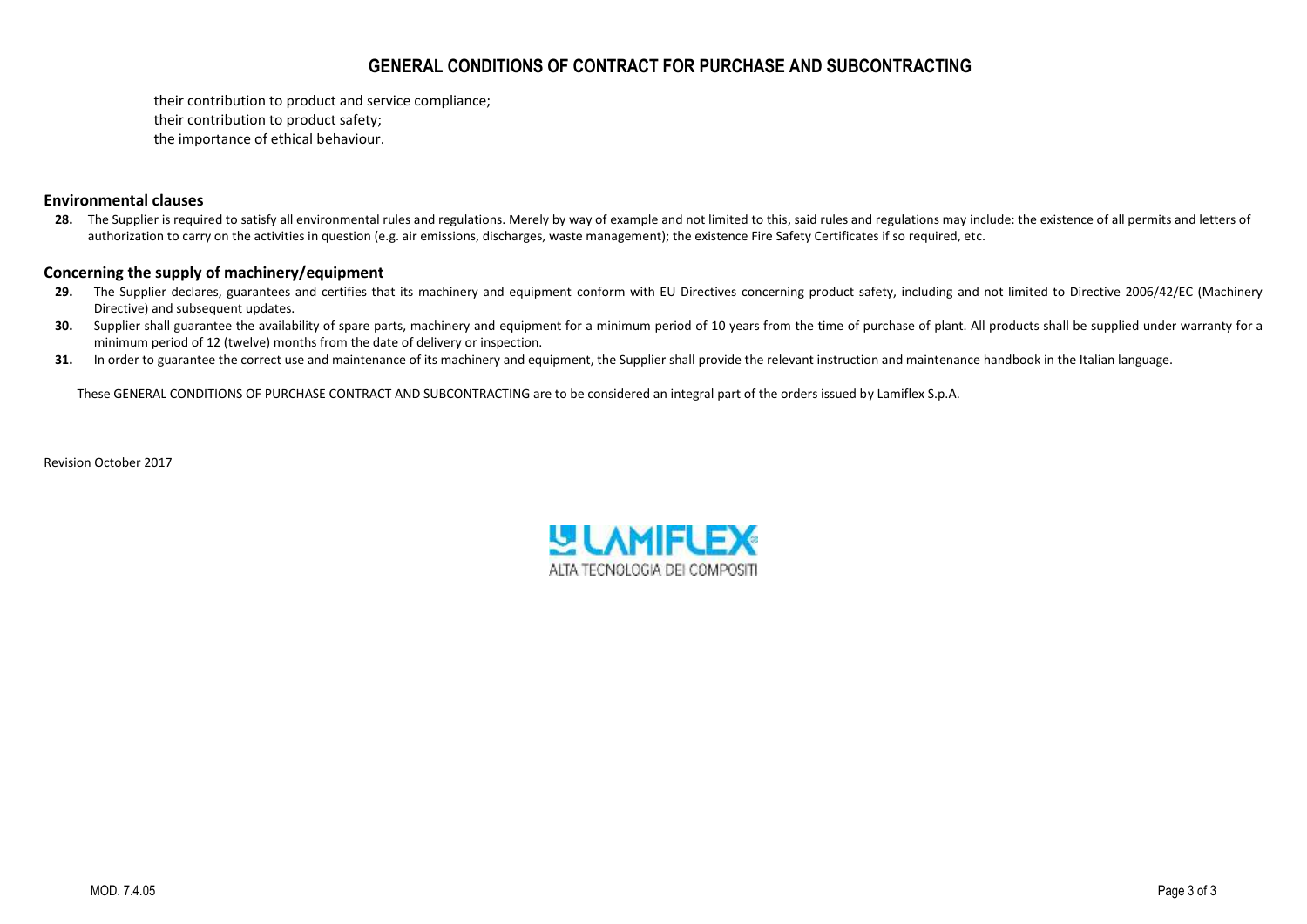their contribution to product and service compliance;
their contribution to product safety;
the importance of ethical behaviour.

## Environmental clauses

**28.** The Supplier is required to satisfy all environmental rules and regulations. Merely by way of example and not limited to this, said rules and regulations may include: the existence of all permits and letters of authorization to carry on the activities in question (e.g. air emissions, discharges, waste management); the existence Fire Safety Certificates if so required, etc.

## Concerning the supply of machinery/equipment

**29.** The Supplier declares, guarantees and certifies that its machinery and equipment conform with EU Directives concerning product safety, including and not limited to Directive 2006/42/EC (Machinery Directive) and subsequent updates.

**30.** Supplier shall guarantee the availability of spare parts, machinery and equipment for a minimum period of 10 years from the time of purchase of plant. All products shall be supplied under warranty for a minimum period of 12 (twelve) months from the date of delivery or inspection.

**31.** In order to guarantee the correct use and maintenance of its machinery and equipment, the Supplier shall provide the relevant instruction and maintenance handbook in the Italian language.

These GENERAL CONDITIONS OF PURCHASE CONTRACT AND SUBCONTRACTING are to be considered an integral part of the orders issued by Lamiflex S.p.A.

Revision October 2017

LAMIFLEX
ALTA TECNOLOGIA DEI COMPOSITI

MOD. 7.4.05